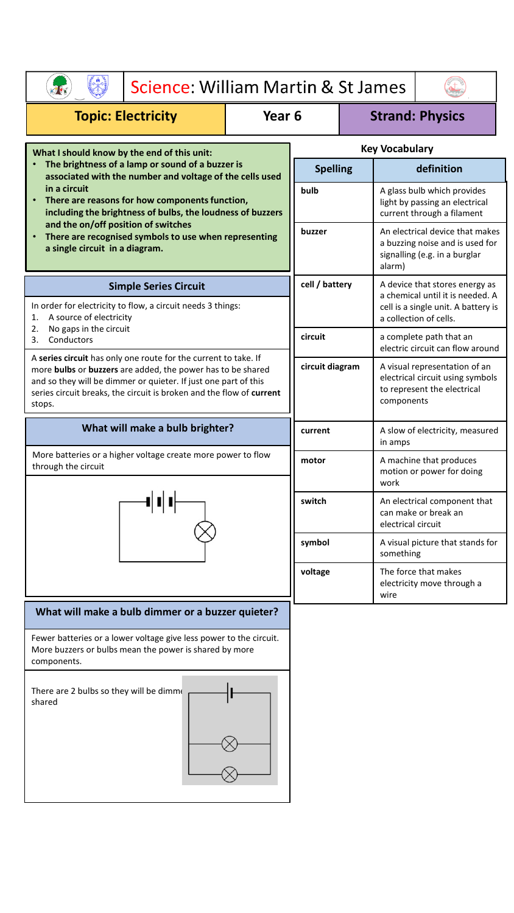# Science: William Martin & St James

| Topic: Electricity | Year 6 | Strand: Physics |
| --- | --- | --- |

**What I should know by the end of this unit:**

- **The brightness of a lamp or sound of a buzzer is associated with the number and voltage of the cells used in a circuit**
- **There are reasons for how components function, including the brightness of bulbs, the loudness of buzzers and the on/off position of switches**
- **There are recognised symbols to use when representing a single circuit in a diagram.**

## Simple Series Circuit

In order for electricity to flow, a circuit needs 3 things:

1. A source of electricity
2. No gaps in the circuit
3. Conductors

A **series circuit** has only one route for the current to take. If more **bulbs** or **buzzers** are added, the power has to be shared and so they will be dimmer or quieter. If just one part of this series circuit breaks, the circuit is broken and the flow of **current** stops.

## What will make a bulb brighter?

More batteries or a higher voltage create more power to flow through the circuit

## What will make a bulb dimmer or a buzzer quieter?

Fewer batteries or a lower voltage give less power to the circuit. More buzzers or bulbs mean the power is shared by more components.

There are 2 bulbs so they will be dimme shared

## Key Vocabulary

| Spelling | definition |
| --- | --- |
| bulb | A glass bulb which provides light by passing an electrical current through a filament |
| buzzer | An electrical device that makes a buzzing noise and is used for signalling (e.g. in a burglar alarm) |
| cell / battery | A device that stores energy as a chemical until it is needed. A cell is a single unit. A battery is a collection of cells. |
| circuit | a complete path that an electric circuit can flow around |
| circuit diagram | A visual representation of an electrical circuit using symbols to represent the electrical components |
| current | A slow of electricity, measured in amps |
| motor | A machine that produces motion or power for doing work |
| switch | An electrical component that can make or break an electrical circuit |
| symbol | A visual picture that stands for something |
| voltage | The force that makes electricity move through a wire |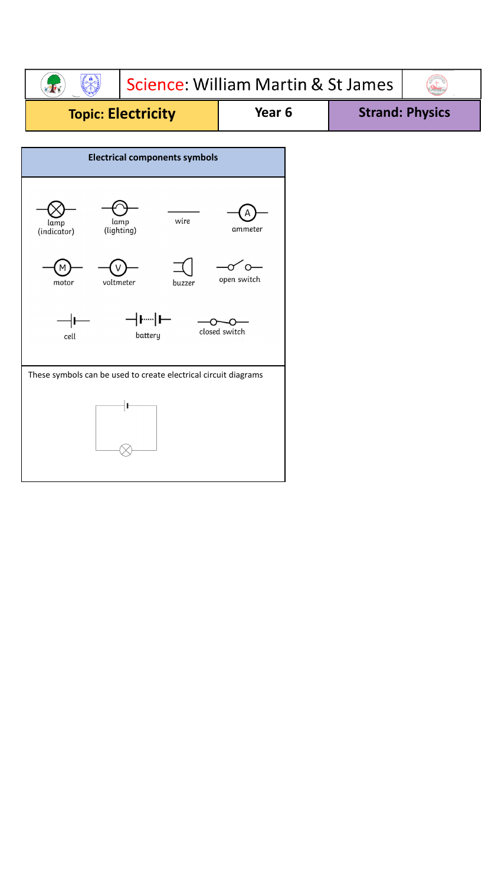| Science: William Martin & St James | | |
| --- | --- | --- |
| **Topic: Electricity** | **Year 6** | **Strand: Physics** |

**Electrical components symbols**

lamp (indicator)
lamp (lighting)
wire
ammeter
motor
voltmeter
buzzer
open switch
cell
battery
closed switch

These symbols can be used to create electrical circuit diagrams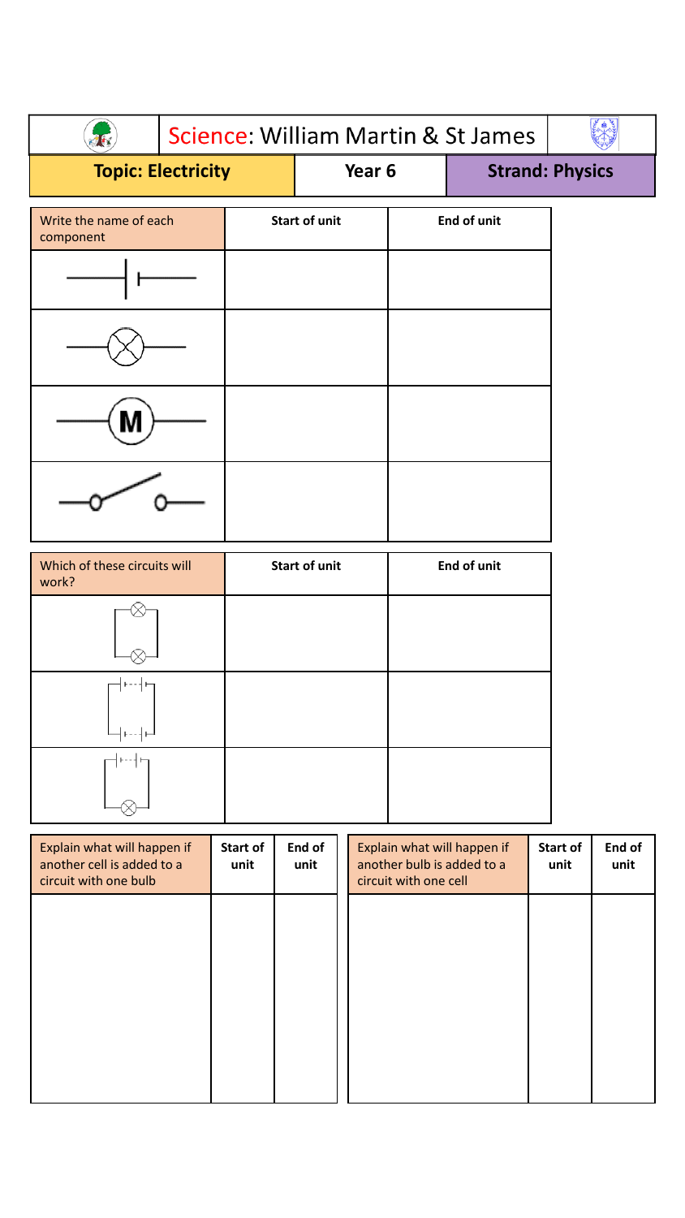| Science: William Martin & St James | | |
|---|---|---|
| **Topic: Electricity** | **Year 6** | **Strand: Physics** |

| Write the name of each component | Start of unit | End of unit |
|---|---|---|
| | | |
| | | |
| M | | |
| | | |

| Which of these circuits will work? | Start of unit | End of unit |
|---|---|---|
| | | |
| | | |
| | | |

| Explain what will happen if another cell is added to a circuit with one bulb | Start of unit | End of unit |
|---|---|---|
| | | |

| Explain what will happen if another bulb is added to a circuit with one cell | Start of unit | End of unit |
|---|---|---|
| | | |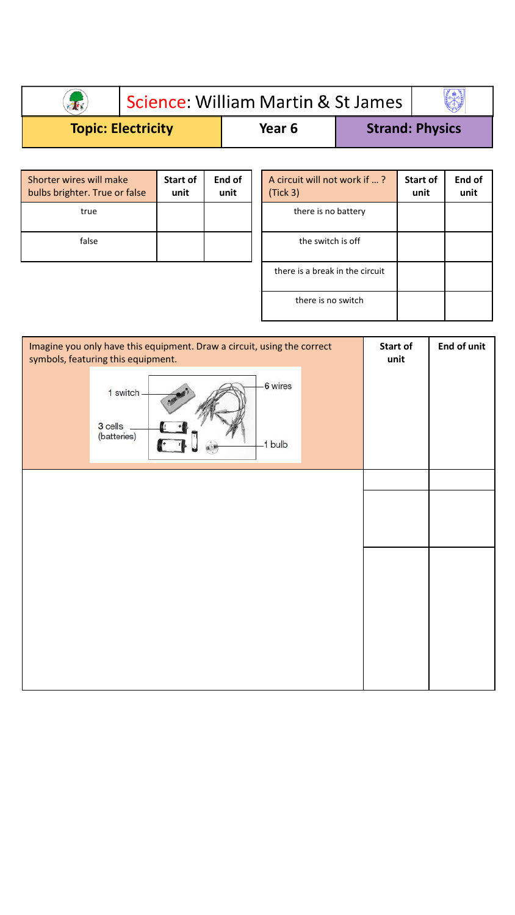| Science: William Martin & St James | | |
|---|---|---|
| **Topic: Electricity** | **Year 6** | **Strand: Physics** |

| Shorter wires will make bulbs brighter. True or false | Start of unit | End of unit |
|---|---|---|
| true | | |
| false | | |

| A circuit will not work if … ? (Tick 3) | Start of unit | End of unit |
|---|---|---|
| there is no battery | | |
| the switch is off | | |
| there is a break in the circuit | | |
| there is no switch | | |

| Imagine you only have this equipment. Draw a circuit, using the correct symbols, featuring this equipment. | Start of unit | End of unit |
|---|---|---|
| 1 switch<br>3 cells (batteries)<br>6 wires<br>1 bulb | | |
| | | |
| | | |
| | | |